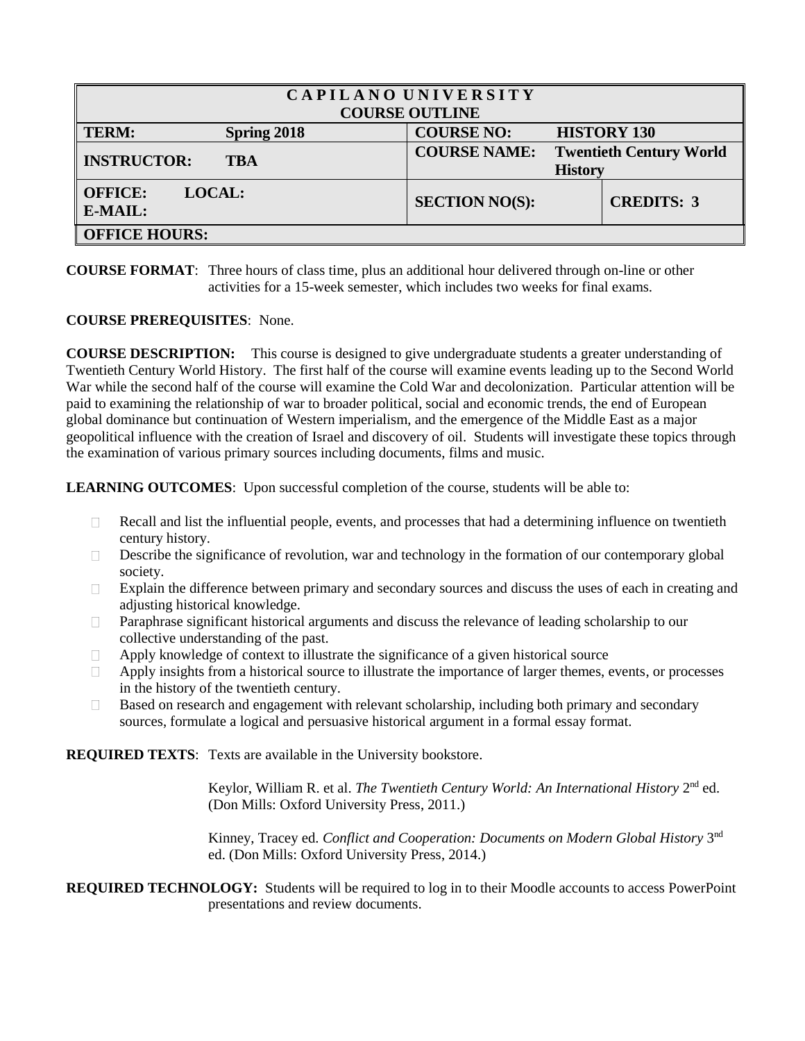| CAPILANO UNIVERSITY COURSE OUTLINE | | | |
| --- | --- | --- | --- |
| **TERM:** | **Spring 2018** | **COURSE NO:** | **HISTORY 130** |
| **INSTRUCTOR:** | **TBA** | **COURSE NAME:** | **Twentieth Century World History** |
| **OFFICE: LOCAL: E-MAIL:** | | **SECTION NO(S):** | **CREDITS: 3** |
| **OFFICE HOURS:** | | | |

**COURSE FORMAT**: Three hours of class time, plus an additional hour delivered through on-line or other activities for a 15-week semester, which includes two weeks for final exams.

**COURSE PREREQUISITES**: None.

**COURSE DESCRIPTION:** This course is designed to give undergraduate students a greater understanding of Twentieth Century World History. The first half of the course will examine events leading up to the Second World War while the second half of the course will examine the Cold War and decolonization. Particular attention will be paid to examining the relationship of war to broader political, social and economic trends, the end of European global dominance but continuation of Western imperialism, and the emergence of the Middle East as a major geopolitical influence with the creation of Israel and discovery of oil. Students will investigate these topics through the examination of various primary sources including documents, films and music.

**LEARNING OUTCOMES**: Upon successful completion of the course, students will be able to:

- Recall and list the influential people, events, and processes that had a determining influence on twentieth century history.
- Describe the significance of revolution, war and technology in the formation of our contemporary global society.
- Explain the difference between primary and secondary sources and discuss the uses of each in creating and adjusting historical knowledge.
- Paraphrase significant historical arguments and discuss the relevance of leading scholarship to our collective understanding of the past.
- Apply knowledge of context to illustrate the significance of a given historical source
- Apply insights from a historical source to illustrate the importance of larger themes, events, or processes in the history of the twentieth century.
- Based on research and engagement with relevant scholarship, including both primary and secondary sources, formulate a logical and persuasive historical argument in a formal essay format.

**REQUIRED TEXTS**: Texts are available in the University bookstore.

Keylor, William R. et al. *The Twentieth Century World: An International History* 2nd ed. (Don Mills: Oxford University Press, 2011.)

Kinney, Tracey ed. *Conflict and Cooperation: Documents on Modern Global History* 3nd ed. (Don Mills: Oxford University Press, 2014.)

**REQUIRED TECHNOLOGY:** Students will be required to log in to their Moodle accounts to access PowerPoint presentations and review documents.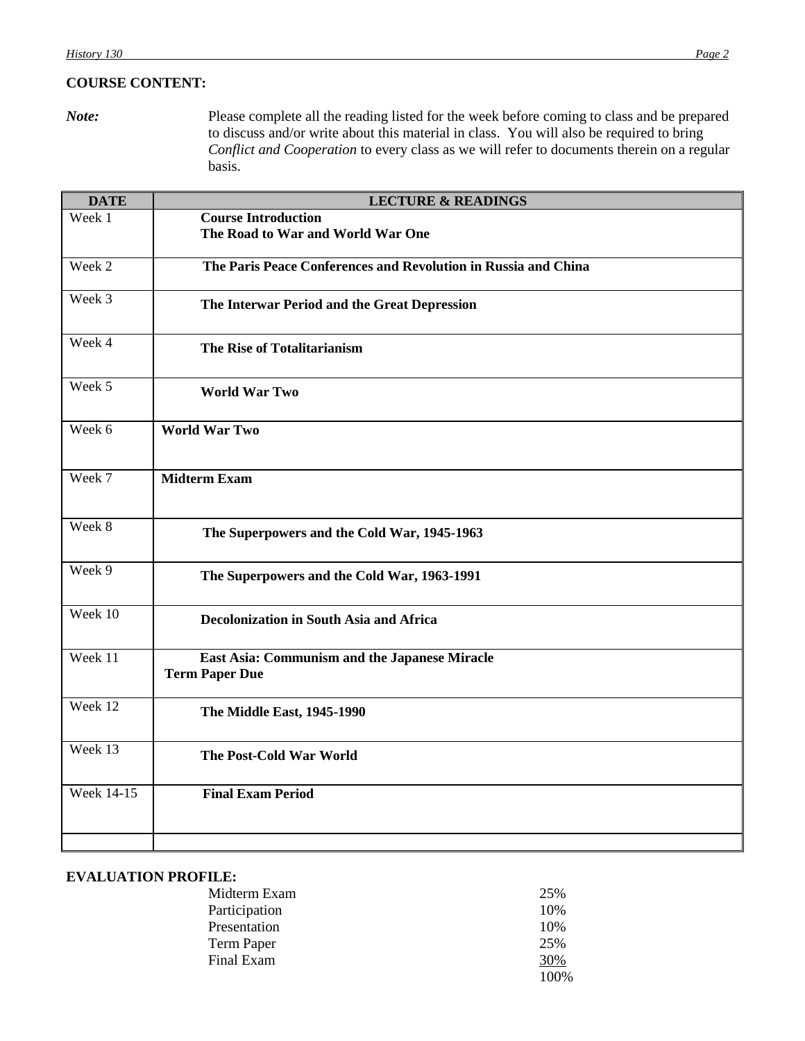**COURSE CONTENT:**

***Note:*** Please complete all the reading listed for the week before coming to class and be prepared to discuss and/or write about this material in class. You will also be required to bring *Conflict and Cooperation* to every class as we will refer to documents therein on a regular basis.

| DATE | LECTURE & READINGS |
|---|---|
| Week 1 | **Course Introduction**<br>**The Road to War and World War One** |
| Week 2 | **The Paris Peace Conferences and Revolution in Russia and China** |
| Week 3 | **The Interwar Period and the Great Depression** |
| Week 4 | **The Rise of Totalitarianism** |
| Week 5 | **World War Two** |
| Week 6 | **World War Two** |
| Week 7 | **Midterm Exam** |
| Week 8 | **The Superpowers and the Cold War, 1945-1963** |
| Week 9 | **The Superpowers and the Cold War, 1963-1991** |
| Week 10 | **Decolonization in South Asia and Africa** |
| Week 11 | **East Asia: Communism and the Japanese Miracle**<br>**Term Paper Due** |
| Week 12 | **The Middle East, 1945-1990** |
| Week 13 | **The Post-Cold War World** |
| Week 14-15 | **Final Exam Period** |
| | |

**EVALUATION PROFILE:**

| | |
|---|---|
| Midterm Exam | 25% |
| Participation | 10% |
| Presentation | 10% |
| Term Paper | 25% |
| Final Exam | 30% |
| | 100% |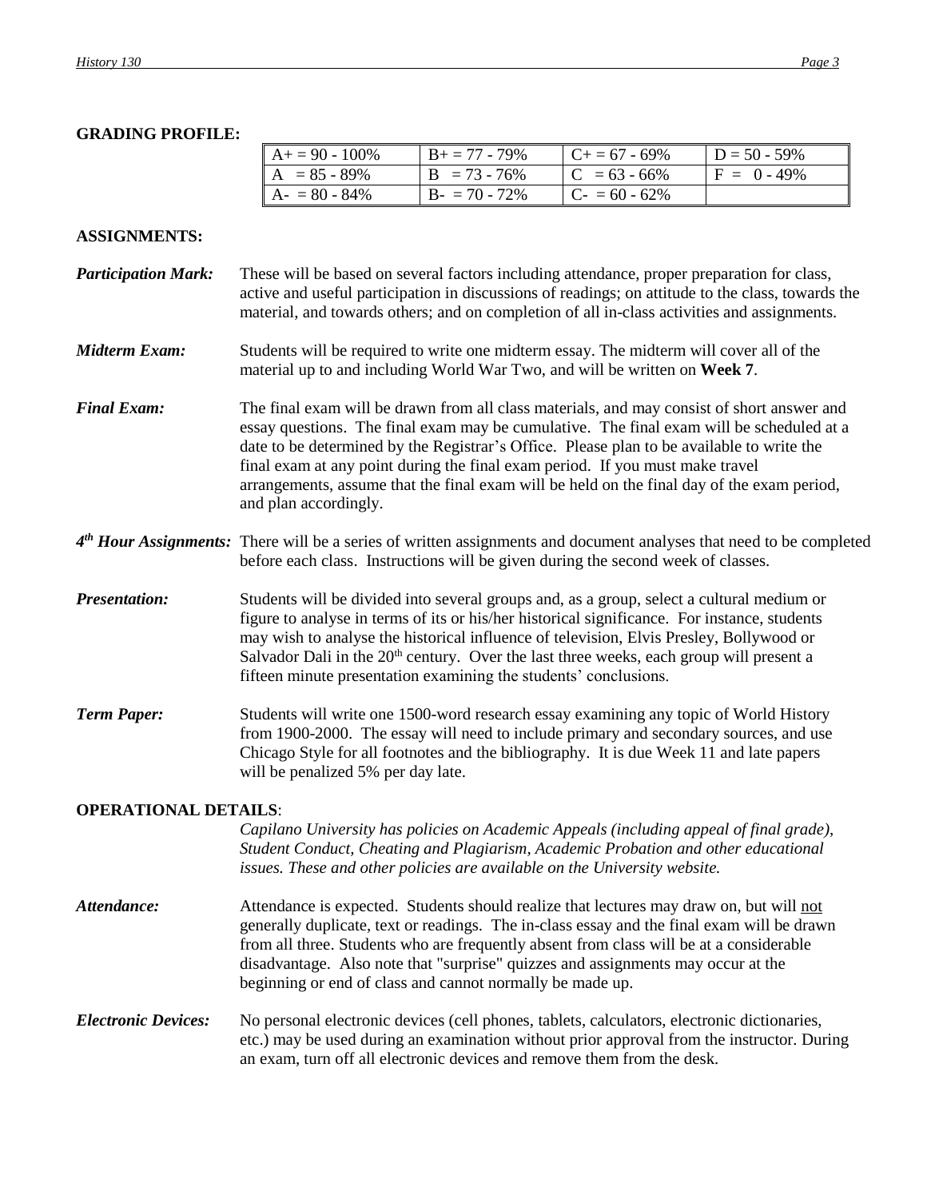**GRADING PROFILE:**

| | | | |
|---|---|---|---|
| A+ = 90 - 100% | B+ = 77 - 79% | C+ = 67 - 69% | D = 50 - 59% |
| A = 85 - 89% | B = 73 - 76% | C = 63 - 66% | F = 0 - 49% |
| A- = 80 - 84% | B- = 70 - 72% | C- = 60 - 62% | |

**ASSIGNMENTS:**

***Participation Mark:*** These will be based on several factors including attendance, proper preparation for class, active and useful participation in discussions of readings; on attitude to the class, towards the material, and towards others; and on completion of all in-class activities and assignments.

***Midterm Exam:*** Students will be required to write one midterm essay. The midterm will cover all of the material up to and including World War Two, and will be written on **Week 7**.

***Final Exam:*** The final exam will be drawn from all class materials, and may consist of short answer and essay questions. The final exam may be cumulative. The final exam will be scheduled at a date to be determined by the Registrar's Office. Please plan to be available to write the final exam at any point during the final exam period. If you must make travel arrangements, assume that the final exam will be held on the final day of the exam period, and plan accordingly.

***4th Hour Assignments:*** There will be a series of written assignments and document analyses that need to be completed before each class. Instructions will be given during the second week of classes.

***Presentation:*** Students will be divided into several groups and, as a group, select a cultural medium or figure to analyse in terms of its or his/her historical significance. For instance, students may wish to analyse the historical influence of television, Elvis Presley, Bollywood or Salvador Dali in the 20th century. Over the last three weeks, each group will present a fifteen minute presentation examining the students' conclusions.

***Term Paper:*** Students will write one 1500-word research essay examining any topic of World History from 1900-2000. The essay will need to include primary and secondary sources, and use Chicago Style for all footnotes and the bibliography. It is due Week 11 and late papers will be penalized 5% per day late.

**OPERATIONAL DETAILS**:

*Capilano University has policies on Academic Appeals (including appeal of final grade), Student Conduct, Cheating and Plagiarism, Academic Probation and other educational issues. These and other policies are available on the University website.*

***Attendance:*** Attendance is expected. Students should realize that lectures may draw on, but will not generally duplicate, text or readings. The in-class essay and the final exam will be drawn from all three. Students who are frequently absent from class will be at a considerable disadvantage. Also note that "surprise" quizzes and assignments may occur at the beginning or end of class and cannot normally be made up.

***Electronic Devices:*** No personal electronic devices (cell phones, tablets, calculators, electronic dictionaries, etc.) may be used during an examination without prior approval from the instructor. During an exam, turn off all electronic devices and remove them from the desk.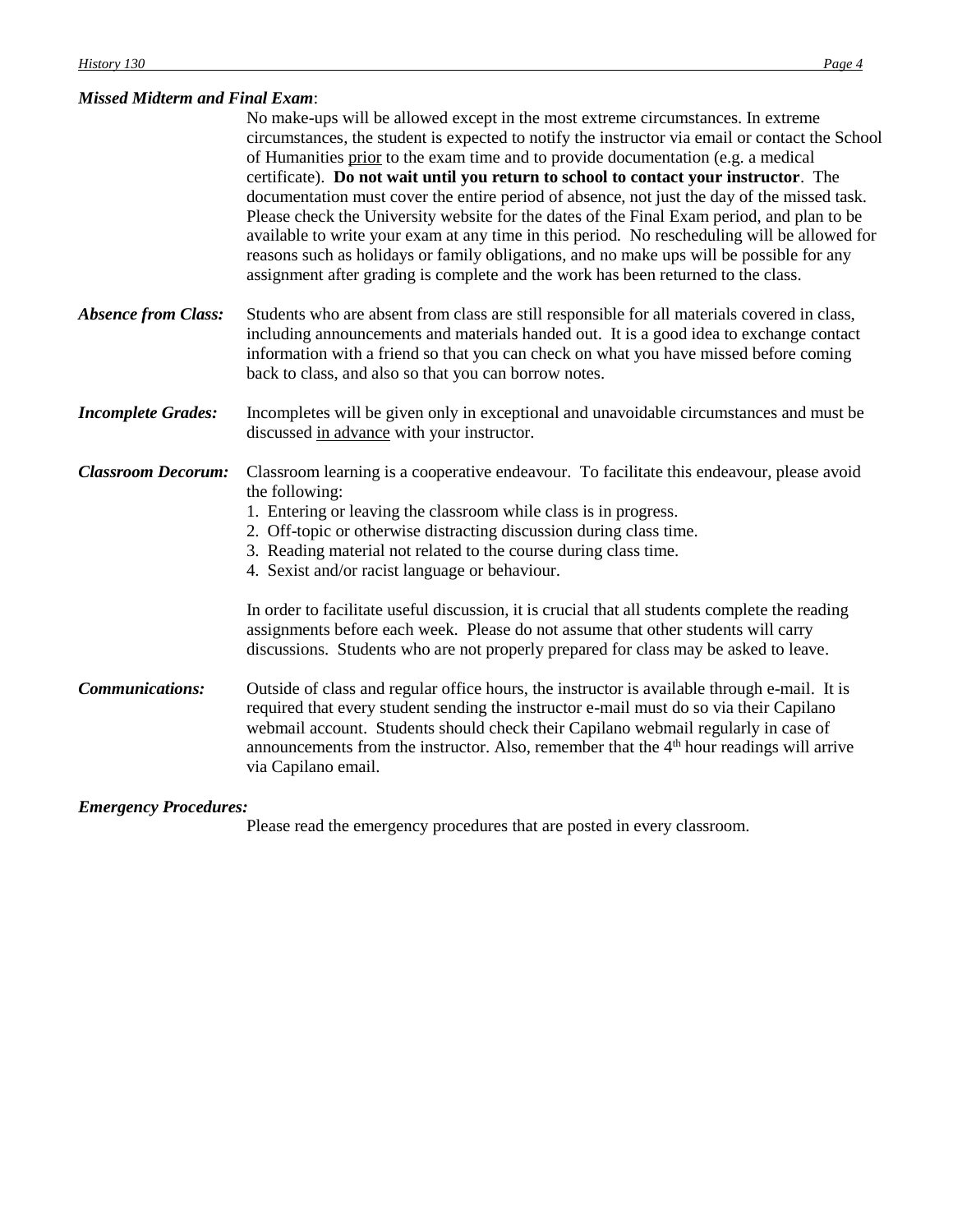***Missed Midterm and Final Exam*:**

No make-ups will be allowed except in the most extreme circumstances. In extreme circumstances, the student is expected to notify the instructor via email or contact the School of Humanities prior to the exam time and to provide documentation (e.g. a medical certificate). **Do not wait until you return to school to contact your instructor**. The documentation must cover the entire period of absence, not just the day of the missed task. Please check the University website for the dates of the Final Exam period, and plan to be available to write your exam at any time in this period. No rescheduling will be allowed for reasons such as holidays or family obligations, and no make ups will be possible for any assignment after grading is complete and the work has been returned to the class.

***Absence from Class:*** Students who are absent from class are still responsible for all materials covered in class, including announcements and materials handed out. It is a good idea to exchange contact information with a friend so that you can check on what you have missed before coming back to class, and also so that you can borrow notes.

***Incomplete Grades:*** Incompletes will be given only in exceptional and unavoidable circumstances and must be discussed in advance with your instructor.

***Classroom Decorum:*** Classroom learning is a cooperative endeavour. To facilitate this endeavour, please avoid the following:

1. Entering or leaving the classroom while class is in progress.
2. Off-topic or otherwise distracting discussion during class time.
3. Reading material not related to the course during class time.
4. Sexist and/or racist language or behaviour.

In order to facilitate useful discussion, it is crucial that all students complete the reading assignments before each week. Please do not assume that other students will carry discussions. Students who are not properly prepared for class may be asked to leave.

***Communications:*** Outside of class and regular office hours, the instructor is available through e-mail. It is required that every student sending the instructor e-mail must do so via their Capilano webmail account. Students should check their Capilano webmail regularly in case of announcements from the instructor. Also, remember that the 4th hour readings will arrive via Capilano email.

***Emergency Procedures:***

Please read the emergency procedures that are posted in every classroom.